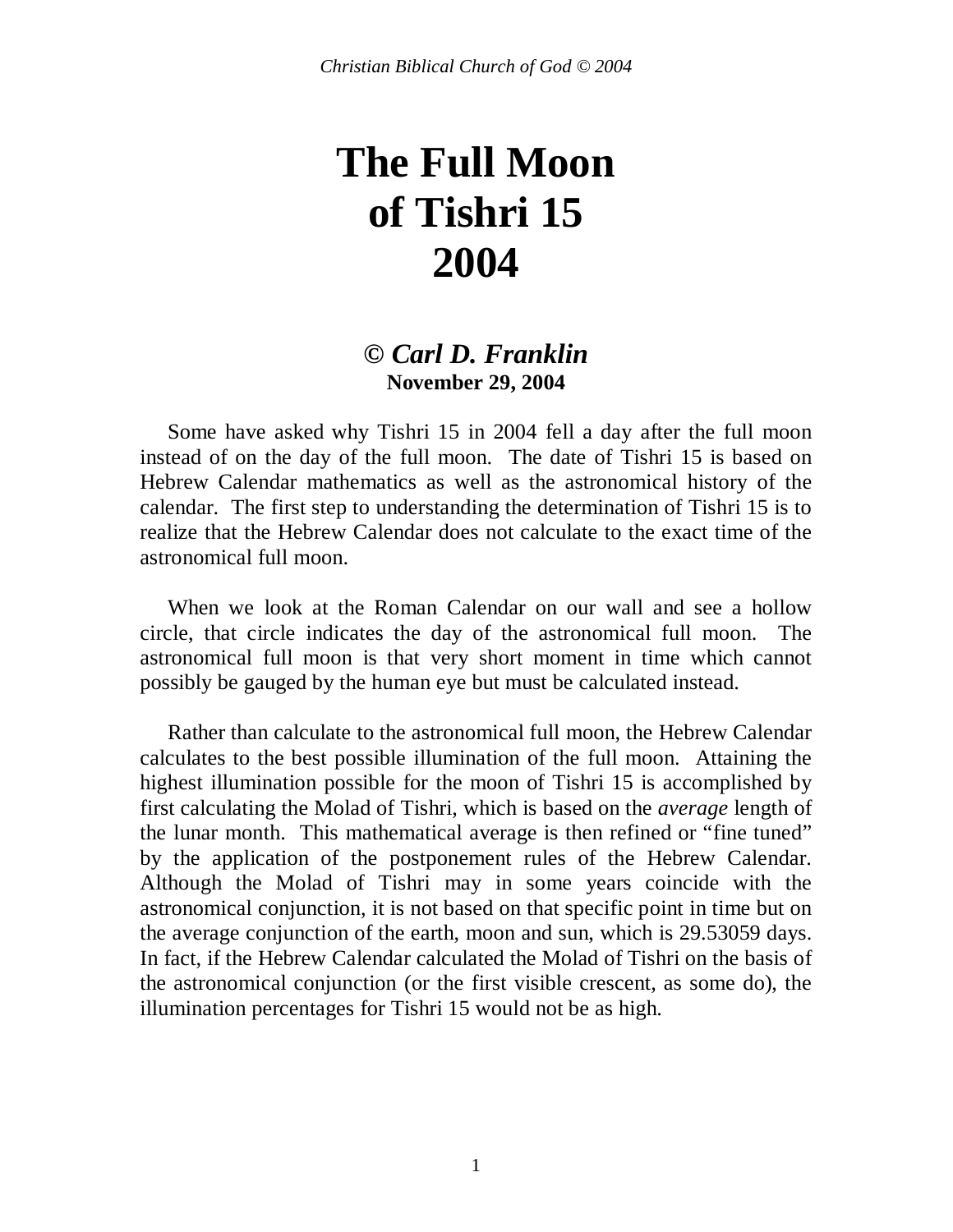# The Full Moon of Tishri 15 2004

### © *Carl D. Franklin*

**November 29, 2004**

Some have asked why Tishri 15 in 2004 fell a day after the full moon instead of on the day of the full moon. The date of Tishri 15 is based on Hebrew Calendar mathematics as well as the astronomical history of the calendar. The first step to understanding the determination of Tishri 15 is to realize that the Hebrew Calendar does not calculate to the exact time of the astronomical full moon.

When we look at the Roman Calendar on our wall and see a hollow circle, that circle indicates the day of the astronomical full moon. The astronomical full moon is that very short moment in time which cannot possibly be gauged by the human eye but must be calculated instead.

Rather than calculate to the astronomical full moon, the Hebrew Calendar calculates to the best possible illumination of the full moon. Attaining the highest illumination possible for the moon of Tishri 15 is accomplished by first calculating the Molad of Tishri, which is based on the *average* length of the lunar month. This mathematical average is then refined or "fine tuned" by the application of the postponement rules of the Hebrew Calendar. Although the Molad of Tishri may in some years coincide with the astronomical conjunction, it is not based on that specific point in time but on the average conjunction of the earth, moon and sun, which is 29.53059 days. In fact, if the Hebrew Calendar calculated the Molad of Tishri on the basis of the astronomical conjunction (or the first visible crescent, as some do), the illumination percentages for Tishri 15 would not be as high.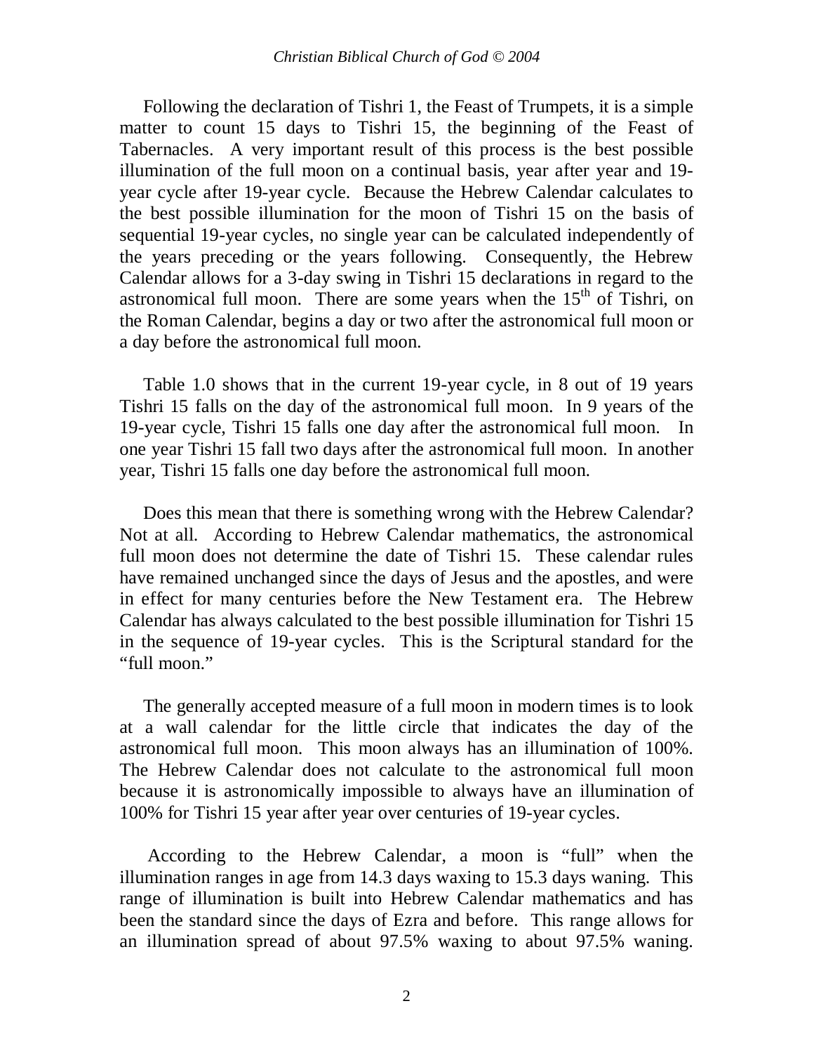Following the declaration of Tishri 1, the Feast of Trumpets, it is a simple matter to count 15 days to Tishri 15, the beginning of the Feast of Tabernacles. A very important result of this process is the best possible illumination of the full moon on a continual basis, year after year and 19-year cycle after 19-year cycle. Because the Hebrew Calendar calculates to the best possible illumination for the moon of Tishri 15 on the basis of sequential 19-year cycles, no single year can be calculated independently of the years preceding or the years following. Consequently, the Hebrew Calendar allows for a 3-day swing in Tishri 15 declarations in regard to the astronomical full moon. There are some years when the 15th of Tishri, on the Roman Calendar, begins a day or two after the astronomical full moon or a day before the astronomical full moon.

Table 1.0 shows that in the current 19-year cycle, in 8 out of 19 years Tishri 15 falls on the day of the astronomical full moon. In 9 years of the 19-year cycle, Tishri 15 falls one day after the astronomical full moon. In one year Tishri 15 fall two days after the astronomical full moon. In another year, Tishri 15 falls one day before the astronomical full moon.

Does this mean that there is something wrong with the Hebrew Calendar? Not at all. According to Hebrew Calendar mathematics, the astronomical full moon does not determine the date of Tishri 15. These calendar rules have remained unchanged since the days of Jesus and the apostles, and were in effect for many centuries before the New Testament era. The Hebrew Calendar has always calculated to the best possible illumination for Tishri 15 in the sequence of 19-year cycles. This is the Scriptural standard for the "full moon."

The generally accepted measure of a full moon in modern times is to look at a wall calendar for the little circle that indicates the day of the astronomical full moon. This moon always has an illumination of 100%. The Hebrew Calendar does not calculate to the astronomical full moon because it is astronomically impossible to always have an illumination of 100% for Tishri 15 year after year over centuries of 19-year cycles.

According to the Hebrew Calendar, a moon is "full" when the illumination ranges in age from 14.3 days waxing to 15.3 days waning. This range of illumination is built into Hebrew Calendar mathematics and has been the standard since the days of Ezra and before. This range allows for an illumination spread of about 97.5% waxing to about 97.5% waning.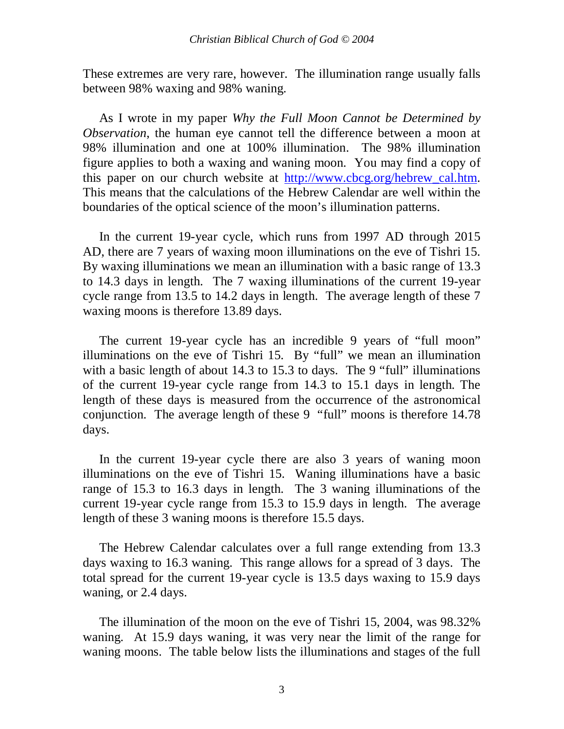These extremes are very rare, however. The illumination range usually falls between 98% waxing and 98% waning.

As I wrote in my paper *Why the Full Moon Cannot be Determined by Observation*, the human eye cannot tell the difference between a moon at 98% illumination and one at 100% illumination. The 98% illumination figure applies to both a waxing and waning moon. You may find a copy of this paper on our church website at http://www.cbcg.org/hebrew_cal.htm. This means that the calculations of the Hebrew Calendar are well within the boundaries of the optical science of the moon's illumination patterns.

In the current 19-year cycle, which runs from 1997 AD through 2015 AD, there are 7 years of waxing moon illuminations on the eve of Tishri 15. By waxing illuminations we mean an illumination with a basic range of 13.3 to 14.3 days in length. The 7 waxing illuminations of the current 19-year cycle range from 13.5 to 14.2 days in length. The average length of these 7 waxing moons is therefore 13.89 days.

The current 19-year cycle has an incredible 9 years of "full moon" illuminations on the eve of Tishri 15. By "full" we mean an illumination with a basic length of about 14.3 to 15.3 to days. The 9 "full" illuminations of the current 19-year cycle range from 14.3 to 15.1 days in length. The length of these days is measured from the occurrence of the astronomical conjunction. The average length of these 9 "full" moons is therefore 14.78 days.

In the current 19-year cycle there are also 3 years of waning moon illuminations on the eve of Tishri 15. Waning illuminations have a basic range of 15.3 to 16.3 days in length. The 3 waning illuminations of the current 19-year cycle range from 15.3 to 15.9 days in length. The average length of these 3 waning moons is therefore 15.5 days.

The Hebrew Calendar calculates over a full range extending from 13.3 days waxing to 16.3 waning. This range allows for a spread of 3 days. The total spread for the current 19-year cycle is 13.5 days waxing to 15.9 days waning, or 2.4 days.

The illumination of the moon on the eve of Tishri 15, 2004, was 98.32% waning. At 15.9 days waning, it was very near the limit of the range for waning moons. The table below lists the illuminations and stages of the full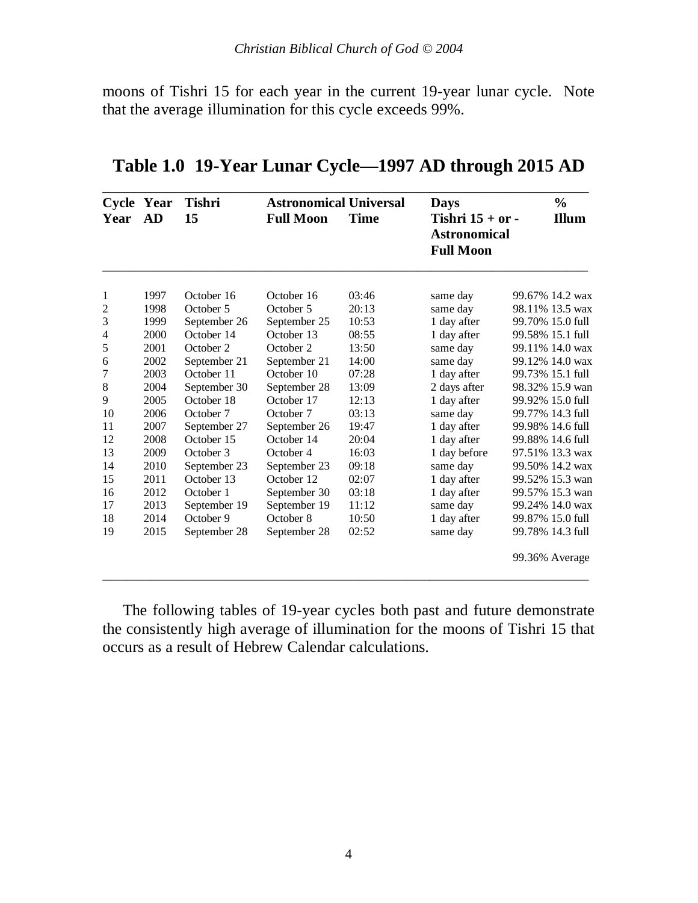moons of Tishri 15 for each year in the current 19-year lunar cycle. Note that the average illumination for this cycle exceeds 99%.

## Table 1.0 19-Year Lunar Cycle—1997 AD through 2015 AD

| Cycle Year | Year AD | Tishri 15 | Astronomical Full Moon | Universal Time | Days Tishri 15 + or - Astronomical Full Moon | % Illum |
|---|---|---|---|---|---|---|
| 1 | 1997 | October 16 | October 16 | 03:46 | same day | 99.67% 14.2 wax |
| 2 | 1998 | October 5 | October 5 | 20:13 | same day | 98.11% 13.5 wax |
| 3 | 1999 | September 26 | September 25 | 10:53 | 1 day after | 99.70% 15.0 full |
| 4 | 2000 | October 14 | October 13 | 08:55 | 1 day after | 99.58% 15.1 full |
| 5 | 2001 | October 2 | October 2 | 13:50 | same day | 99.11% 14.0 wax |
| 6 | 2002 | September 21 | September 21 | 14:00 | same day | 99.12% 14.0 wax |
| 7 | 2003 | October 11 | October 10 | 07:28 | 1 day after | 99.73% 15.1 full |
| 8 | 2004 | September 30 | September 28 | 13:09 | 2 days after | 98.32% 15.9 wan |
| 9 | 2005 | October 18 | October 17 | 12:13 | 1 day after | 99.92% 15.0 full |
| 10 | 2006 | October 7 | October 7 | 03:13 | same day | 99.77% 14.3 full |
| 11 | 2007 | September 27 | September 26 | 19:47 | 1 day after | 99.98% 14.6 full |
| 12 | 2008 | October 15 | October 14 | 20:04 | 1 day after | 99.88% 14.6 full |
| 13 | 2009 | October 3 | October 4 | 16:03 | 1 day before | 97.51% 13.3 wax |
| 14 | 2010 | September 23 | September 23 | 09:18 | same day | 99.50% 14.2 wax |
| 15 | 2011 | October 13 | October 12 | 02:07 | 1 day after | 99.52% 15.3 wan |
| 16 | 2012 | October 1 | September 30 | 03:18 | 1 day after | 99.57% 15.3 wan |
| 17 | 2013 | September 19 | September 19 | 11:12 | same day | 99.24% 14.0 wax |
| 18 | 2014 | October 9 | October 8 | 10:50 | 1 day after | 99.87% 15.0 full |
| 19 | 2015 | September 28 | September 28 | 02:52 | same day | 99.78% 14.3 full |
| | | | | | | 99.36% Average |

The following tables of 19-year cycles both past and future demonstrate the consistently high average of illumination for the moons of Tishri 15 that occurs as a result of Hebrew Calendar calculations.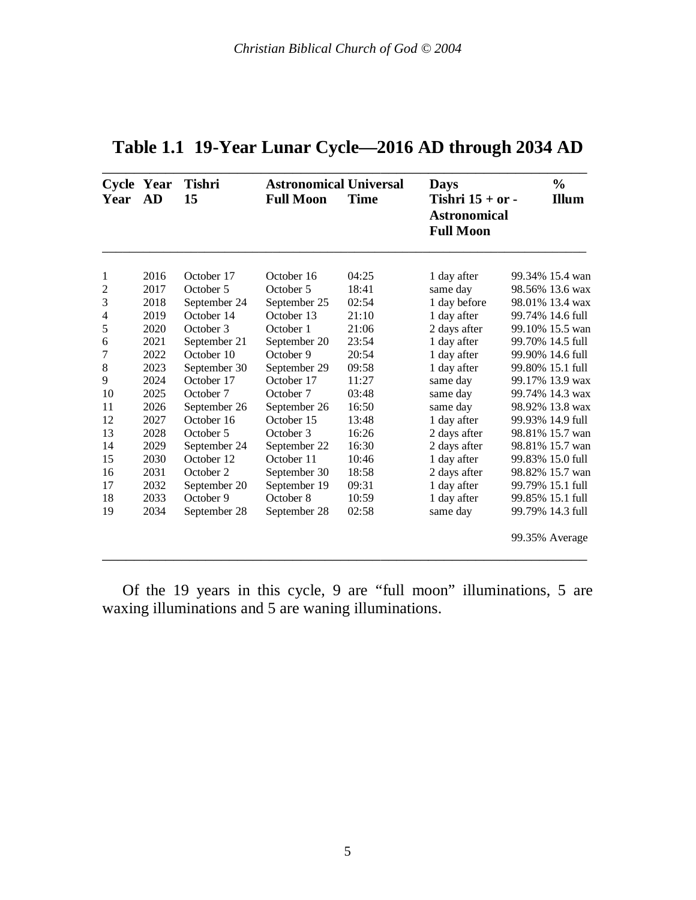## Table 1.1 19-Year Lunar Cycle—2016 AD through 2034 AD

| Cycle Year | Year AD | Tishri 15 | Astronomical Full Moon | Universal Time | Days Tishri 15 + or - Astronomical Full Moon | % Illum |
|---|---|---|---|---|---|---|
| 1 | 2016 | October 17 | October 16 | 04:25 | 1 day after | 99.34% 15.4 wan |
| 2 | 2017 | October 5 | October 5 | 18:41 | same day | 98.56% 13.6 wax |
| 3 | 2018 | September 24 | September 25 | 02:54 | 1 day before | 98.01% 13.4 wax |
| 4 | 2019 | October 14 | October 13 | 21:10 | 1 day after | 99.74% 14.6 full |
| 5 | 2020 | October 3 | October 1 | 21:06 | 2 days after | 99.10% 15.5 wan |
| 6 | 2021 | September 21 | September 20 | 23:54 | 1 day after | 99.70% 14.5 full |
| 7 | 2022 | October 10 | October 9 | 20:54 | 1 day after | 99.90% 14.6 full |
| 8 | 2023 | September 30 | September 29 | 09:58 | 1 day after | 99.80% 15.1 full |
| 9 | 2024 | October 17 | October 17 | 11:27 | same day | 99.17% 13.9 wax |
| 10 | 2025 | October 7 | October 7 | 03:48 | same day | 99.74% 14.3 wax |
| 11 | 2026 | September 26 | September 26 | 16:50 | same day | 98.92% 13.8 wax |
| 12 | 2027 | October 16 | October 15 | 13:48 | 1 day after | 99.93% 14.9 full |
| 13 | 2028 | October 5 | October 3 | 16:26 | 2 days after | 98.81% 15.7 wan |
| 14 | 2029 | September 24 | September 22 | 16:30 | 2 days after | 98.81% 15.7 wan |
| 15 | 2030 | October 12 | October 11 | 10:46 | 1 day after | 99.83% 15.0 full |
| 16 | 2031 | October 2 | September 30 | 18:58 | 2 days after | 98.82% 15.7 wan |
| 17 | 2032 | September 20 | September 19 | 09:31 | 1 day after | 99.79% 15.1 full |
| 18 | 2033 | October 9 | October 8 | 10:59 | 1 day after | 99.85% 15.1 full |
| 19 | 2034 | September 28 | September 28 | 02:58 | same day | 99.79% 14.3 full |
| | | | | | | 99.35% Average |

Of the 19 years in this cycle, 9 are "full moon" illuminations, 5 are waxing illuminations and 5 are waning illuminations.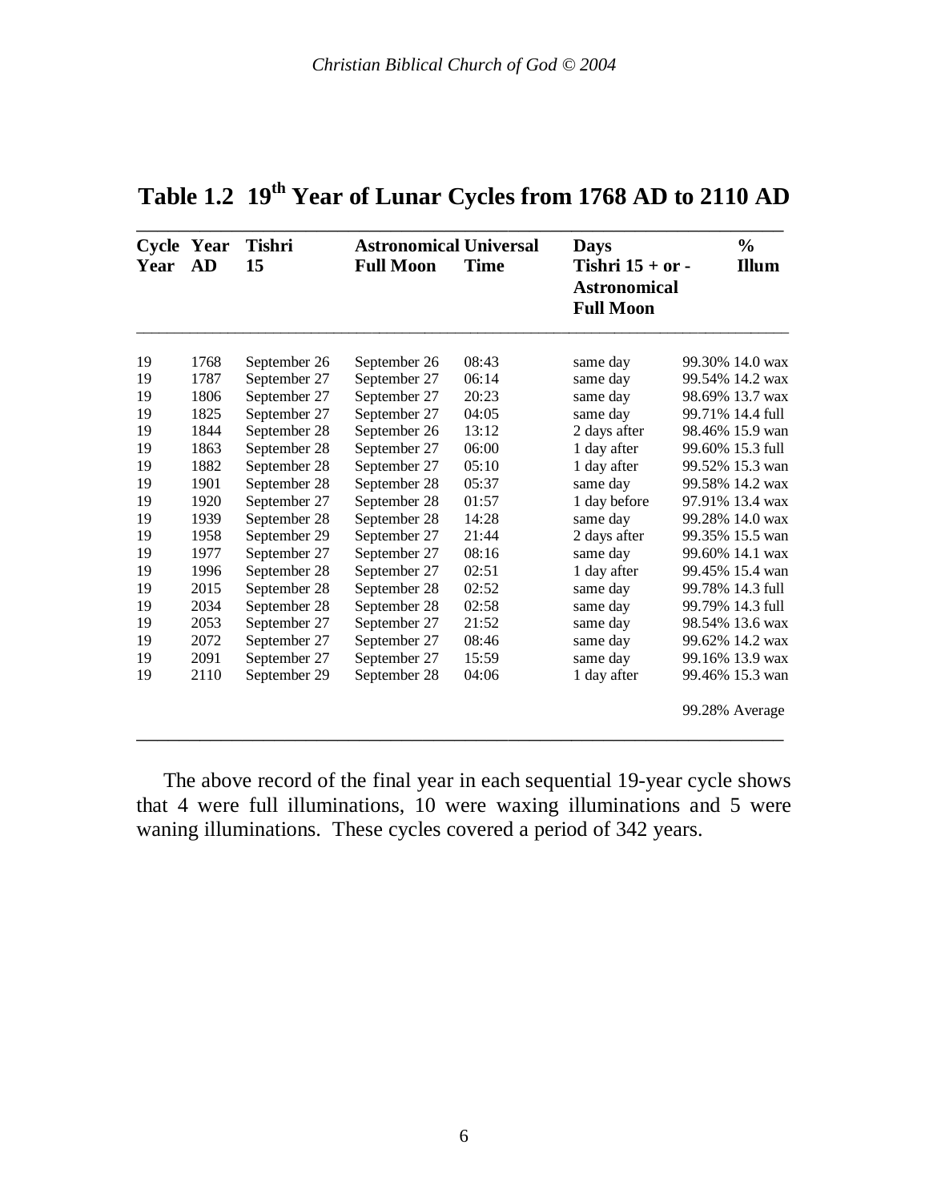## Table 1.2 19th Year of Lunar Cycles from 1768 AD to 2110 AD

| Cycle Year | Year AD | Tishri 15 | Astronomical Full Moon | Universal Time | Days Tishri 15 + or - Astronomical Full Moon | % Illum |
|---|---|---|---|---|---|---|
| 19 | 1768 | September 26 | September 26 | 08:43 | same day | 99.30% 14.0 wax |
| 19 | 1787 | September 27 | September 27 | 06:14 | same day | 99.54% 14.2 wax |
| 19 | 1806 | September 27 | September 27 | 20:23 | same day | 98.69% 13.7 wax |
| 19 | 1825 | September 27 | September 27 | 04:05 | same day | 99.71% 14.4 full |
| 19 | 1844 | September 28 | September 26 | 13:12 | 2 days after | 98.46% 15.9 wan |
| 19 | 1863 | September 28 | September 27 | 06:00 | 1 day after | 99.60% 15.3 full |
| 19 | 1882 | September 28 | September 27 | 05:10 | 1 day after | 99.52% 15.3 wan |
| 19 | 1901 | September 28 | September 28 | 05:37 | same day | 99.58% 14.2 wax |
| 19 | 1920 | September 27 | September 28 | 01:57 | 1 day before | 97.91% 13.4 wax |
| 19 | 1939 | September 28 | September 28 | 14:28 | same day | 99.28% 14.0 wax |
| 19 | 1958 | September 29 | September 27 | 21:44 | 2 days after | 99.35% 15.5 wan |
| 19 | 1977 | September 27 | September 27 | 08:16 | same day | 99.60% 14.1 wax |
| 19 | 1996 | September 28 | September 27 | 02:51 | 1 day after | 99.45% 15.4 wan |
| 19 | 2015 | September 28 | September 28 | 02:52 | same day | 99.78% 14.3 full |
| 19 | 2034 | September 28 | September 28 | 02:58 | same day | 99.79% 14.3 full |
| 19 | 2053 | September 27 | September 27 | 21:52 | same day | 98.54% 13.6 wax |
| 19 | 2072 | September 27 | September 27 | 08:46 | same day | 99.62% 14.2 wax |
| 19 | 2091 | September 27 | September 27 | 15:59 | same day | 99.16% 13.9 wax |
| 19 | 2110 | September 29 | September 28 | 04:06 | 1 day after | 99.46% 15.3 wan |
| | | | | | | 99.28% Average |

The above record of the final year in each sequential 19-year cycle shows that 4 were full illuminations, 10 were waxing illuminations and 5 were waning illuminations. These cycles covered a period of 342 years.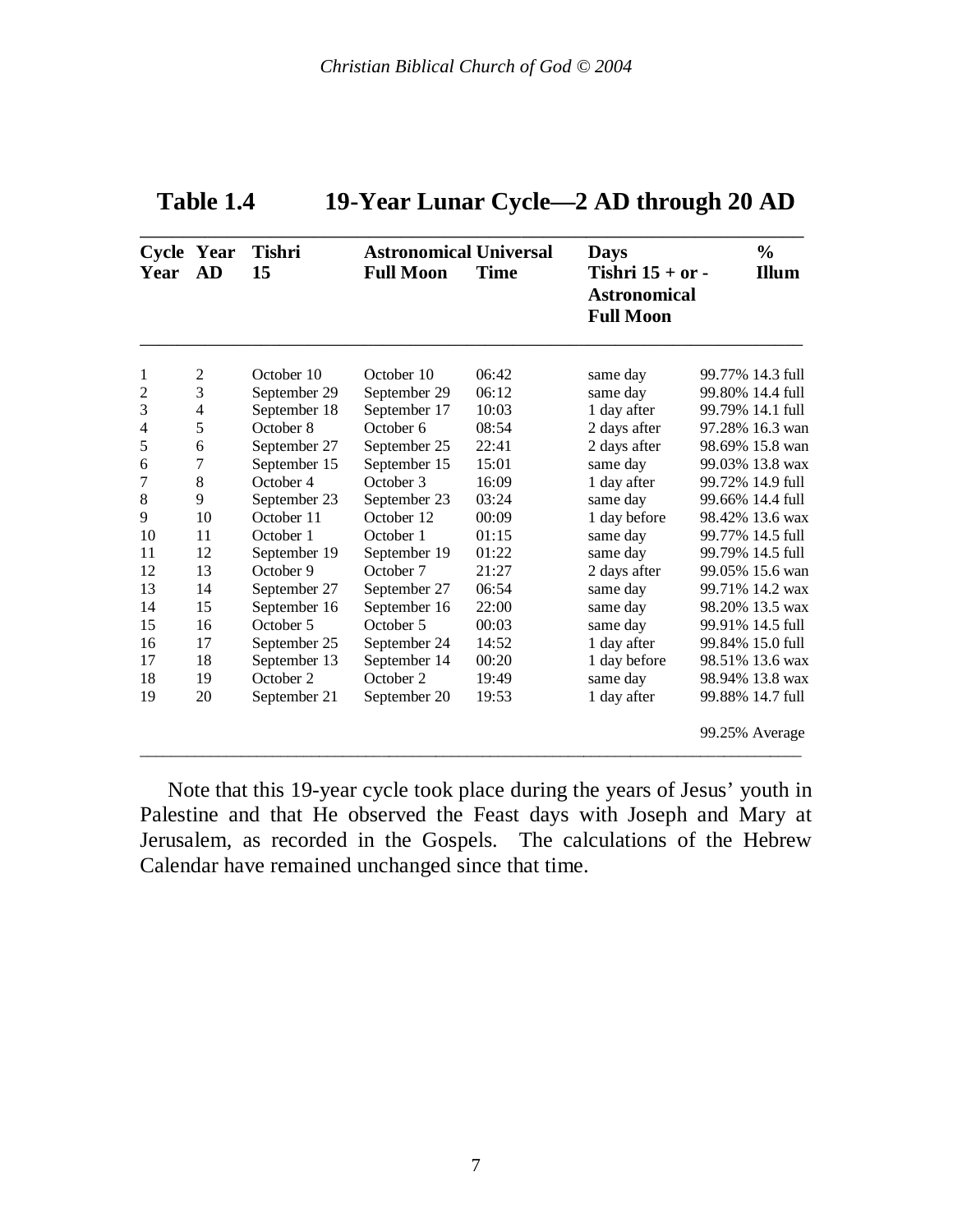## Table 1.4 19-Year Lunar Cycle—2 AD through 20 AD

| Cycle Year | Year AD | Tishri 15 | Astronomical Full Moon | Universal Time | Days Tishri 15 + or - Astronomical Full Moon | % Illum |
|---|---|---|---|---|---|---|
| 1 | 2 | October 10 | October 10 | 06:42 | same day | 99.77% 14.3 full |
| 2 | 3 | September 29 | September 29 | 06:12 | same day | 99.80% 14.4 full |
| 3 | 4 | September 18 | September 17 | 10:03 | 1 day after | 99.79% 14.1 full |
| 4 | 5 | October 8 | October 6 | 08:54 | 2 days after | 97.28% 16.3 wan |
| 5 | 6 | September 27 | September 25 | 22:41 | 2 days after | 98.69% 15.8 wan |
| 6 | 7 | September 15 | September 15 | 15:01 | same day | 99.03% 13.8 wax |
| 7 | 8 | October 4 | October 3 | 16:09 | 1 day after | 99.72% 14.9 full |
| 8 | 9 | September 23 | September 23 | 03:24 | same day | 99.66% 14.4 full |
| 9 | 10 | October 11 | October 12 | 00:09 | 1 day before | 98.42% 13.6 wax |
| 10 | 11 | October 1 | October 1 | 01:15 | same day | 99.77% 14.5 full |
| 11 | 12 | September 19 | September 19 | 01:22 | same day | 99.79% 14.5 full |
| 12 | 13 | October 9 | October 7 | 21:27 | 2 days after | 99.05% 15.6 wan |
| 13 | 14 | September 27 | September 27 | 06:54 | same day | 99.71% 14.2 wax |
| 14 | 15 | September 16 | September 16 | 22:00 | same day | 98.20% 13.5 wax |
| 15 | 16 | October 5 | October 5 | 00:03 | same day | 99.91% 14.5 full |
| 16 | 17 | September 25 | September 24 | 14:52 | 1 day after | 99.84% 15.0 full |
| 17 | 18 | September 13 | September 14 | 00:20 | 1 day before | 98.51% 13.6 wax |
| 18 | 19 | October 2 | October 2 | 19:49 | same day | 98.94% 13.8 wax |
| 19 | 20 | September 21 | September 20 | 19:53 | 1 day after | 99.88% 14.7 full |
| | | | | | | 99.25% Average |

Note that this 19-year cycle took place during the years of Jesus' youth in Palestine and that He observed the Feast days with Joseph and Mary at Jerusalem, as recorded in the Gospels. The calculations of the Hebrew Calendar have remained unchanged since that time.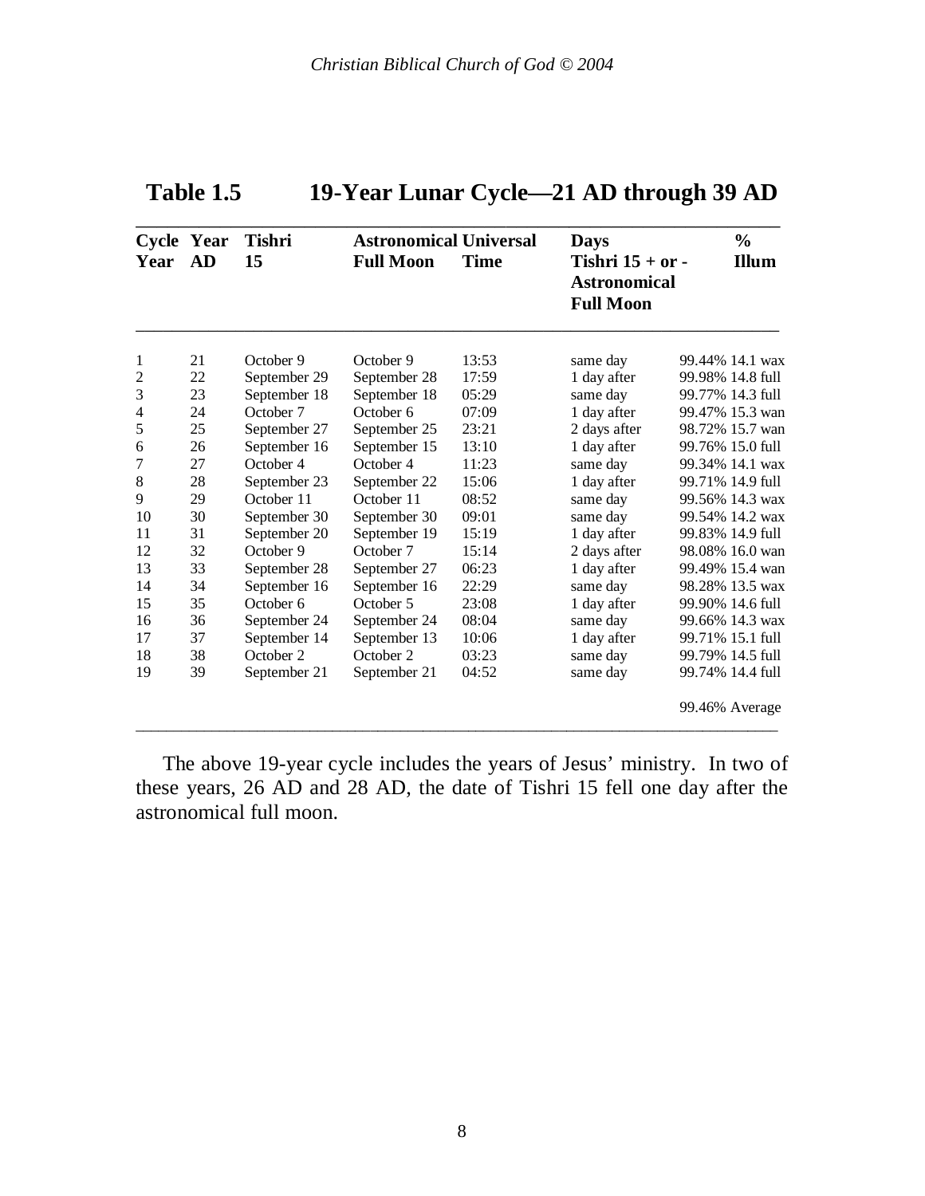## Table 1.5 19-Year Lunar Cycle—21 AD through 39 AD

| Cycle Year | Year AD | Tishri 15 | Astronomical Full Moon | Universal Time | Days Tishri 15 + or - Astronomical Full Moon | % Illum |
|---|---|---|---|---|---|---|
| 1 | 21 | October 9 | October 9 | 13:53 | same day | 99.44% 14.1 wax |
| 2 | 22 | September 29 | September 28 | 17:59 | 1 day after | 99.98% 14.8 full |
| 3 | 23 | September 18 | September 18 | 05:29 | same day | 99.77% 14.3 full |
| 4 | 24 | October 7 | October 6 | 07:09 | 1 day after | 99.47% 15.3 wan |
| 5 | 25 | September 27 | September 25 | 23:21 | 2 days after | 98.72% 15.7 wan |
| 6 | 26 | September 16 | September 15 | 13:10 | 1 day after | 99.76% 15.0 full |
| 7 | 27 | October 4 | October 4 | 11:23 | same day | 99.34% 14.1 wax |
| 8 | 28 | September 23 | September 22 | 15:06 | 1 day after | 99.71% 14.9 full |
| 9 | 29 | October 11 | October 11 | 08:52 | same day | 99.56% 14.3 wax |
| 10 | 30 | September 30 | September 30 | 09:01 | same day | 99.54% 14.2 wax |
| 11 | 31 | September 20 | September 19 | 15:19 | 1 day after | 99.83% 14.9 full |
| 12 | 32 | October 9 | October 7 | 15:14 | 2 days after | 98.08% 16.0 wan |
| 13 | 33 | September 28 | September 27 | 06:23 | 1 day after | 99.49% 15.4 wan |
| 14 | 34 | September 16 | September 16 | 22:29 | same day | 98.28% 13.5 wax |
| 15 | 35 | October 6 | October 5 | 23:08 | 1 day after | 99.90% 14.6 full |
| 16 | 36 | September 24 | September 24 | 08:04 | same day | 99.66% 14.3 wax |
| 17 | 37 | September 14 | September 13 | 10:06 | 1 day after | 99.71% 15.1 full |
| 18 | 38 | October 2 | October 2 | 03:23 | same day | 99.79% 14.5 full |
| 19 | 39 | September 21 | September 21 | 04:52 | same day | 99.74% 14.4 full |
| | | | | | | 99.46% Average |

The above 19-year cycle includes the years of Jesus' ministry. In two of these years, 26 AD and 28 AD, the date of Tishri 15 fell one day after the astronomical full moon.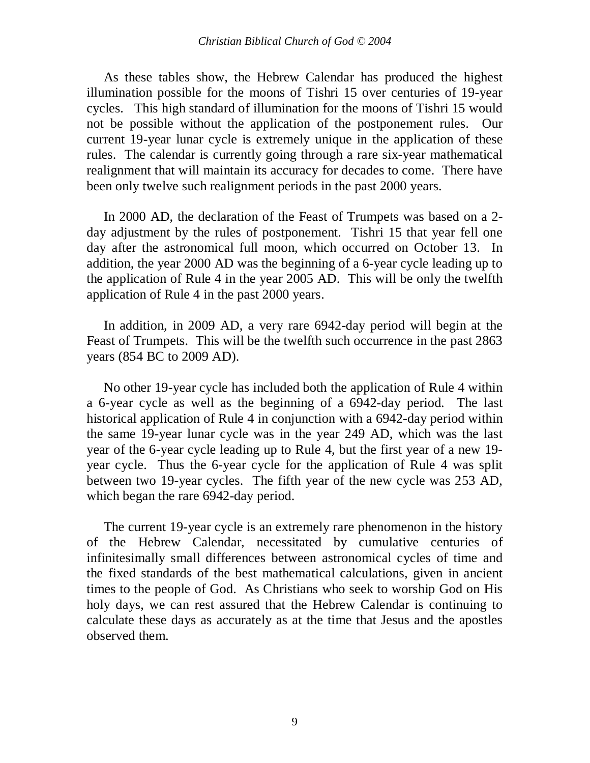As these tables show, the Hebrew Calendar has produced the highest illumination possible for the moons of Tishri 15 over centuries of 19-year cycles. This high standard of illumination for the moons of Tishri 15 would not be possible without the application of the postponement rules. Our current 19-year lunar cycle is extremely unique in the application of these rules. The calendar is currently going through a rare six-year mathematical realignment that will maintain its accuracy for decades to come. There have been only twelve such realignment periods in the past 2000 years.

In 2000 AD, the declaration of the Feast of Trumpets was based on a 2-day adjustment by the rules of postponement. Tishri 15 that year fell one day after the astronomical full moon, which occurred on October 13. In addition, the year 2000 AD was the beginning of a 6-year cycle leading up to the application of Rule 4 in the year 2005 AD. This will be only the twelfth application of Rule 4 in the past 2000 years.

In addition, in 2009 AD, a very rare 6942-day period will begin at the Feast of Trumpets. This will be the twelfth such occurrence in the past 2863 years (854 BC to 2009 AD).

No other 19-year cycle has included both the application of Rule 4 within a 6-year cycle as well as the beginning of a 6942-day period. The last historical application of Rule 4 in conjunction with a 6942-day period within the same 19-year lunar cycle was in the year 249 AD, which was the last year of the 6-year cycle leading up to Rule 4, but the first year of a new 19-year cycle. Thus the 6-year cycle for the application of Rule 4 was split between two 19-year cycles. The fifth year of the new cycle was 253 AD, which began the rare 6942-day period.

The current 19-year cycle is an extremely rare phenomenon in the history of the Hebrew Calendar, necessitated by cumulative centuries of infinitesimally small differences between astronomical cycles of time and the fixed standards of the best mathematical calculations, given in ancient times to the people of God. As Christians who seek to worship God on His holy days, we can rest assured that the Hebrew Calendar is continuing to calculate these days as accurately as at the time that Jesus and the apostles observed them.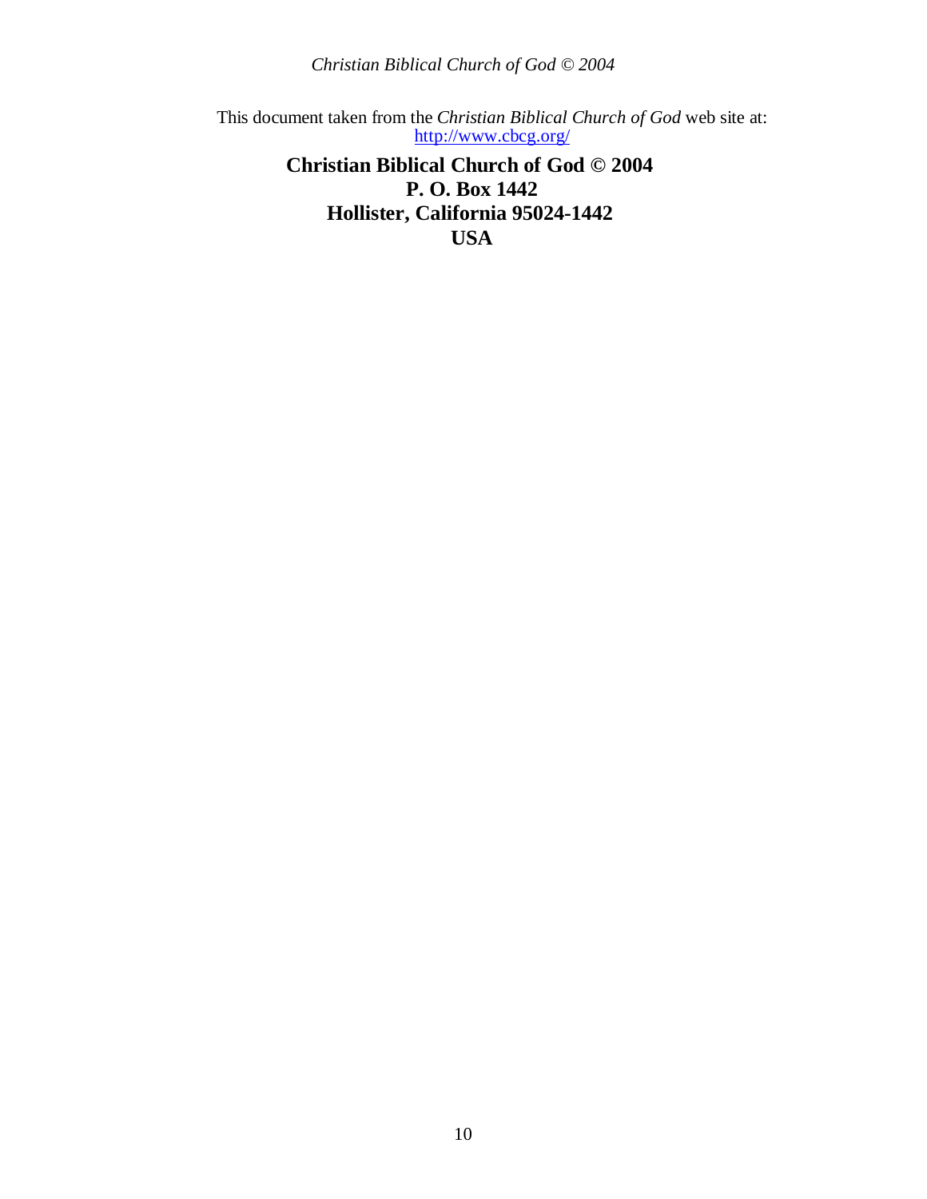This document taken from the *Christian Biblical Church of God* web site at:
http://www.cbcg.org/

**Christian Biblical Church of God © 2004**
**P. O. Box 1442**
**Hollister, California 95024-1442**
**USA**